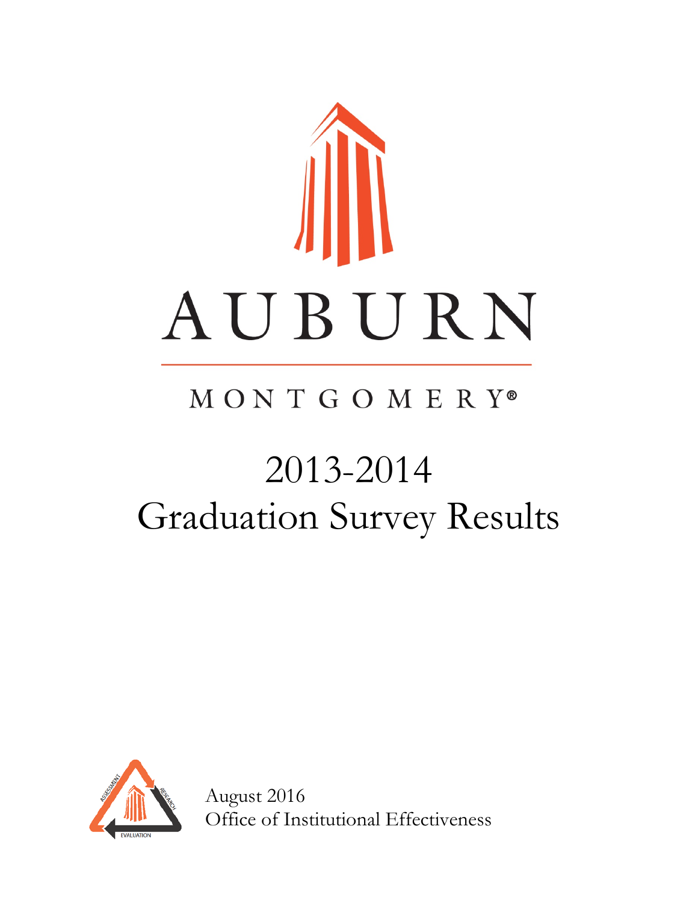AUBURN

MONTGOMERY®

# 2013-2014 Graduation Survey Results

August 2016
Office of Institutional Effectiveness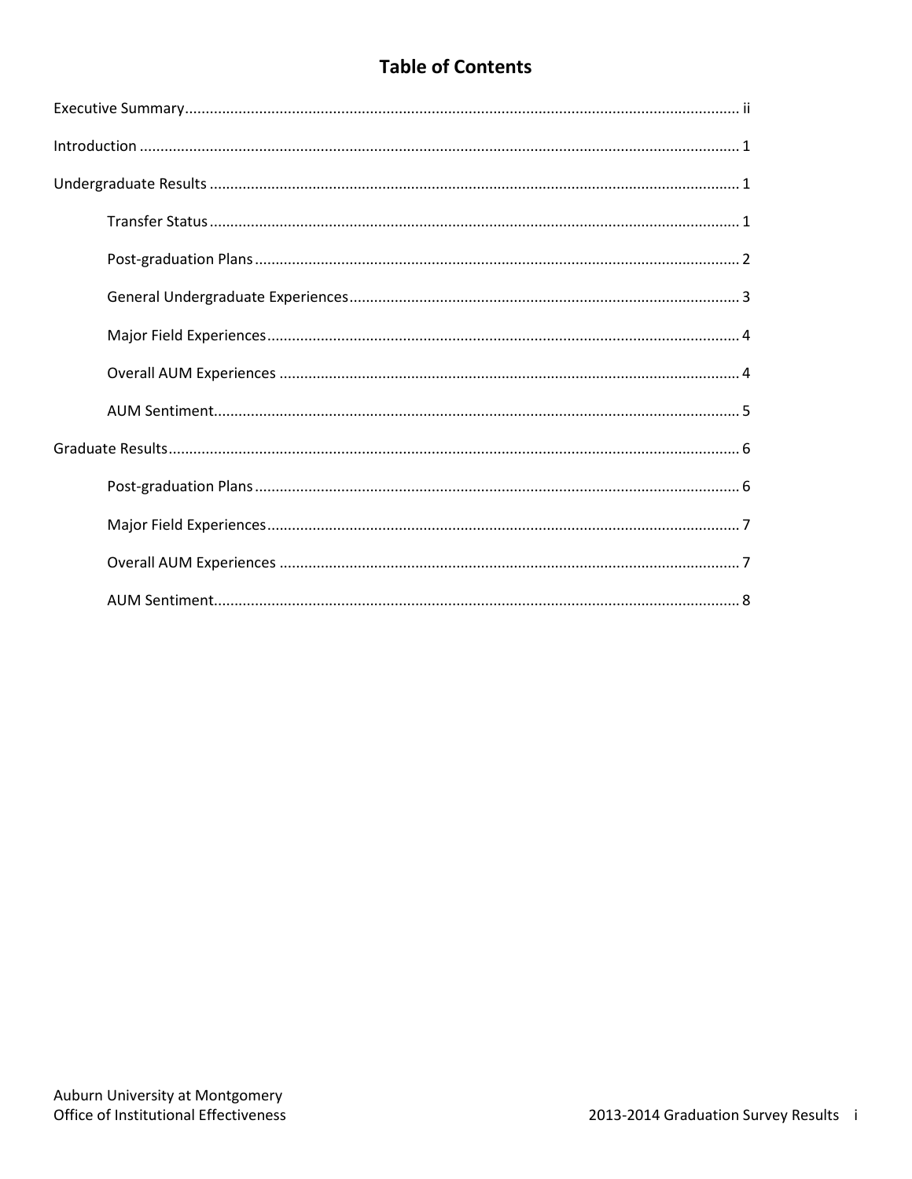# Table of Contents

Executive Summary ........................................................ ii

Introduction ........................................................ 1

Undergraduate Results ........................................................ 1

- Transfer Status ........................................................ 1
- Post-graduation Plans ........................................................ 2
- General Undergraduate Experiences ........................................................ 3
- Major Field Experiences ........................................................ 4
- Overall AUM Experiences ........................................................ 4
- AUM Sentiment ........................................................ 5

Graduate Results ........................................................ 6

- Post-graduation Plans ........................................................ 6
- Major Field Experiences ........................................................ 7
- Overall AUM Experiences ........................................................ 7
- AUM Sentiment ........................................................ 8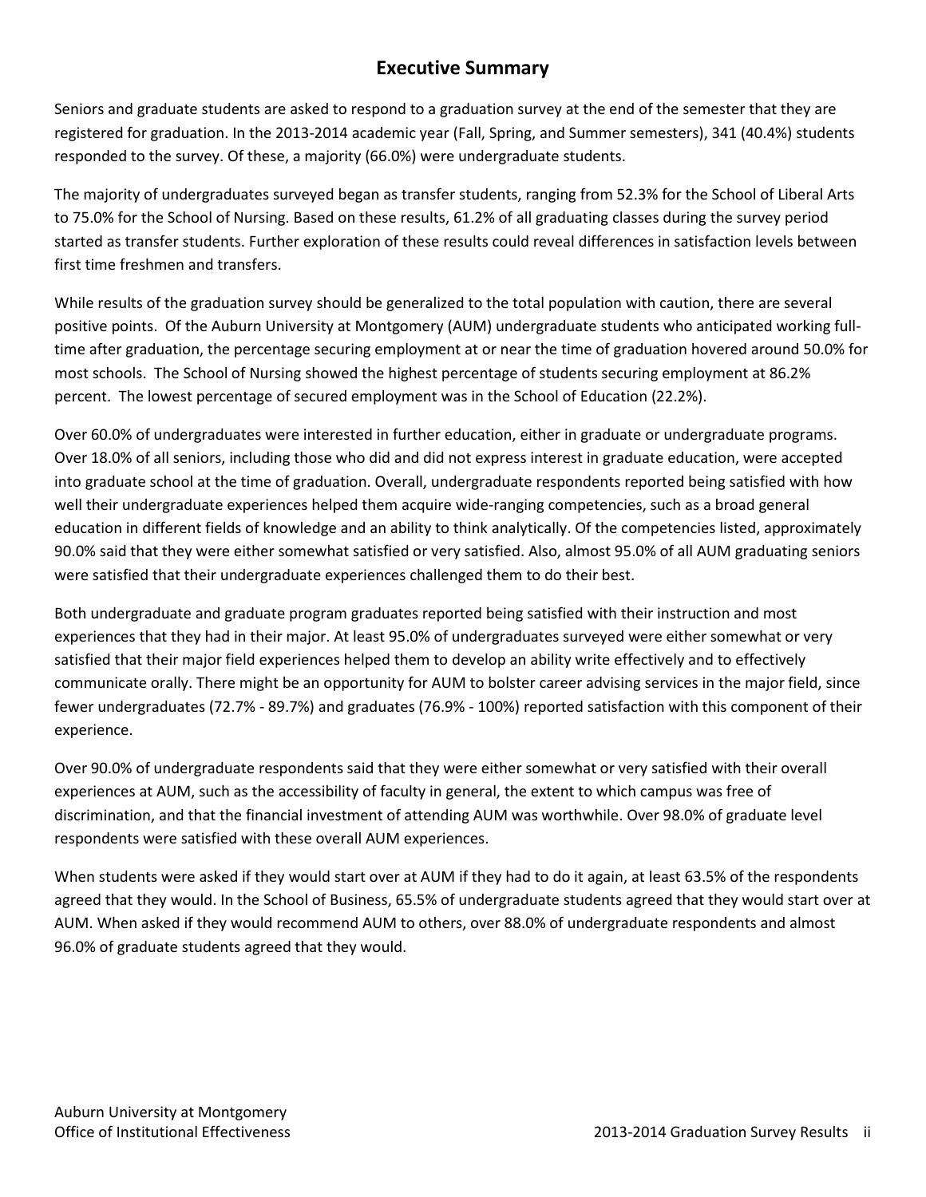## Executive Summary

Seniors and graduate students are asked to respond to a graduation survey at the end of the semester that they are registered for graduation. In the 2013-2014 academic year (Fall, Spring, and Summer semesters), 341 (40.4%) students responded to the survey. Of these, a majority (66.0%) were undergraduate students.

The majority of undergraduates surveyed began as transfer students, ranging from 52.3% for the School of Liberal Arts to 75.0% for the School of Nursing. Based on these results, 61.2% of all graduating classes during the survey period started as transfer students. Further exploration of these results could reveal differences in satisfaction levels between first time freshmen and transfers.

While results of the graduation survey should be generalized to the total population with caution, there are several positive points. Of the Auburn University at Montgomery (AUM) undergraduate students who anticipated working full-time after graduation, the percentage securing employment at or near the time of graduation hovered around 50.0% for most schools. The School of Nursing showed the highest percentage of students securing employment at 86.2% percent. The lowest percentage of secured employment was in the School of Education (22.2%).

Over 60.0% of undergraduates were interested in further education, either in graduate or undergraduate programs. Over 18.0% of all seniors, including those who did and did not express interest in graduate education, were accepted into graduate school at the time of graduation. Overall, undergraduate respondents reported being satisfied with how well their undergraduate experiences helped them acquire wide-ranging competencies, such as a broad general education in different fields of knowledge and an ability to think analytically. Of the competencies listed, approximately 90.0% said that they were either somewhat satisfied or very satisfied. Also, almost 95.0% of all AUM graduating seniors were satisfied that their undergraduate experiences challenged them to do their best.

Both undergraduate and graduate program graduates reported being satisfied with their instruction and most experiences that they had in their major. At least 95.0% of undergraduates surveyed were either somewhat or very satisfied that their major field experiences helped them to develop an ability write effectively and to effectively communicate orally. There might be an opportunity for AUM to bolster career advising services in the major field, since fewer undergraduates (72.7% - 89.7%) and graduates (76.9% - 100%) reported satisfaction with this component of their experience.

Over 90.0% of undergraduate respondents said that they were either somewhat or very satisfied with their overall experiences at AUM, such as the accessibility of faculty in general, the extent to which campus was free of discrimination, and that the financial investment of attending AUM was worthwhile. Over 98.0% of graduate level respondents were satisfied with these overall AUM experiences.

When students were asked if they would start over at AUM if they had to do it again, at least 63.5% of the respondents agreed that they would. In the School of Business, 65.5% of undergraduate students agreed that they would start over at AUM. When asked if they would recommend AUM to others, over 88.0% of undergraduate respondents and almost 96.0% of graduate students agreed that they would.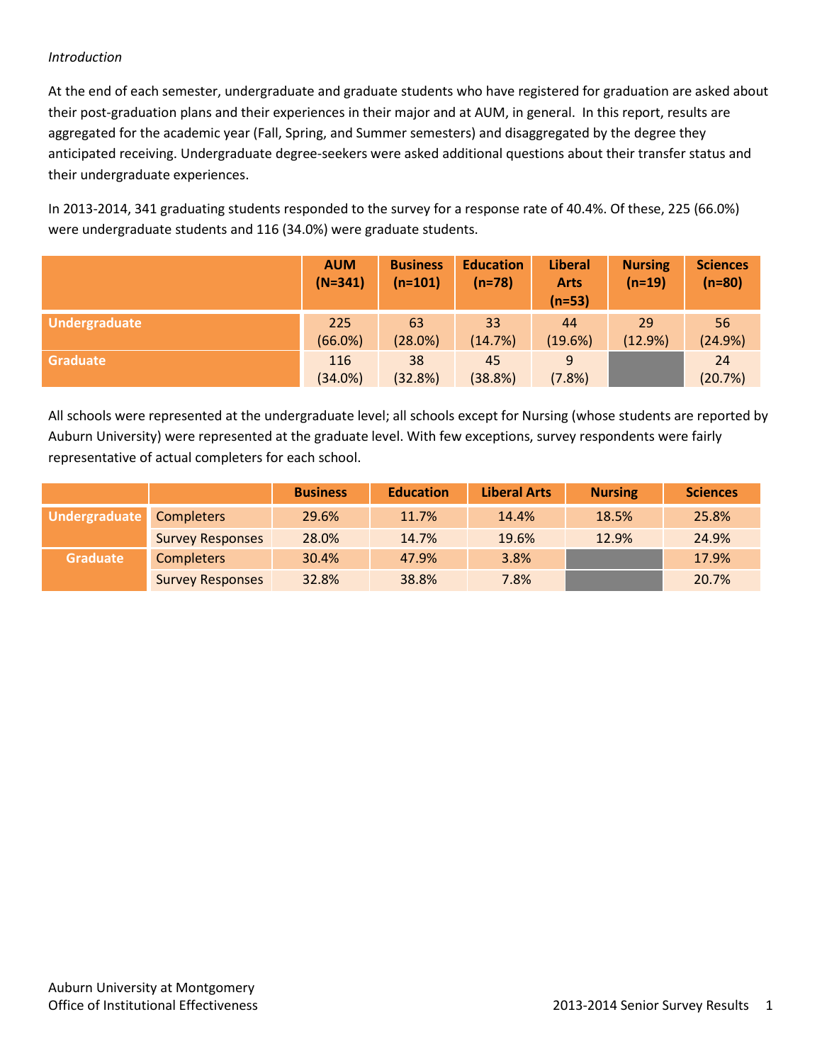*Introduction*

At the end of each semester, undergraduate and graduate students who have registered for graduation are asked about their post-graduation plans and their experiences in their major and at AUM, in general. In this report, results are aggregated for the academic year (Fall, Spring, and Summer semesters) and disaggregated by the degree they anticipated receiving. Undergraduate degree-seekers were asked additional questions about their transfer status and their undergraduate experiences.

In 2013-2014, 341 graduating students responded to the survey for a response rate of 40.4%. Of these, 225 (66.0%) were undergraduate students and 116 (34.0%) were graduate students.

| | AUM (N=341) | Business (n=101) | Education (n=78) | Liberal Arts (n=53) | Nursing (n=19) | Sciences (n=80) |
|---|---|---|---|---|---|---|
| **Undergraduate** | 225 (66.0%) | 63 (28.0%) | 33 (14.7%) | 44 (19.6%) | 29 (12.9%) | 56 (24.9%) |
| **Graduate** | 116 (34.0%) | 38 (32.8%) | 45 (38.8%) | 9 (7.8%) | | 24 (20.7%) |

All schools were represented at the undergraduate level; all schools except for Nursing (whose students are reported by Auburn University) were represented at the graduate level. With few exceptions, survey respondents were fairly representative of actual completers for each school.

| | | Business | Education | Liberal Arts | Nursing | Sciences |
|---|---|---|---|---|---|---|
| **Undergraduate** | Completers | 29.6% | 11.7% | 14.4% | 18.5% | 25.8% |
| | Survey Responses | 28.0% | 14.7% | 19.6% | 12.9% | 24.9% |
| **Graduate** | Completers | 30.4% | 47.9% | 3.8% | | 17.9% |
| | Survey Responses | 32.8% | 38.8% | 7.8% | | 20.7% |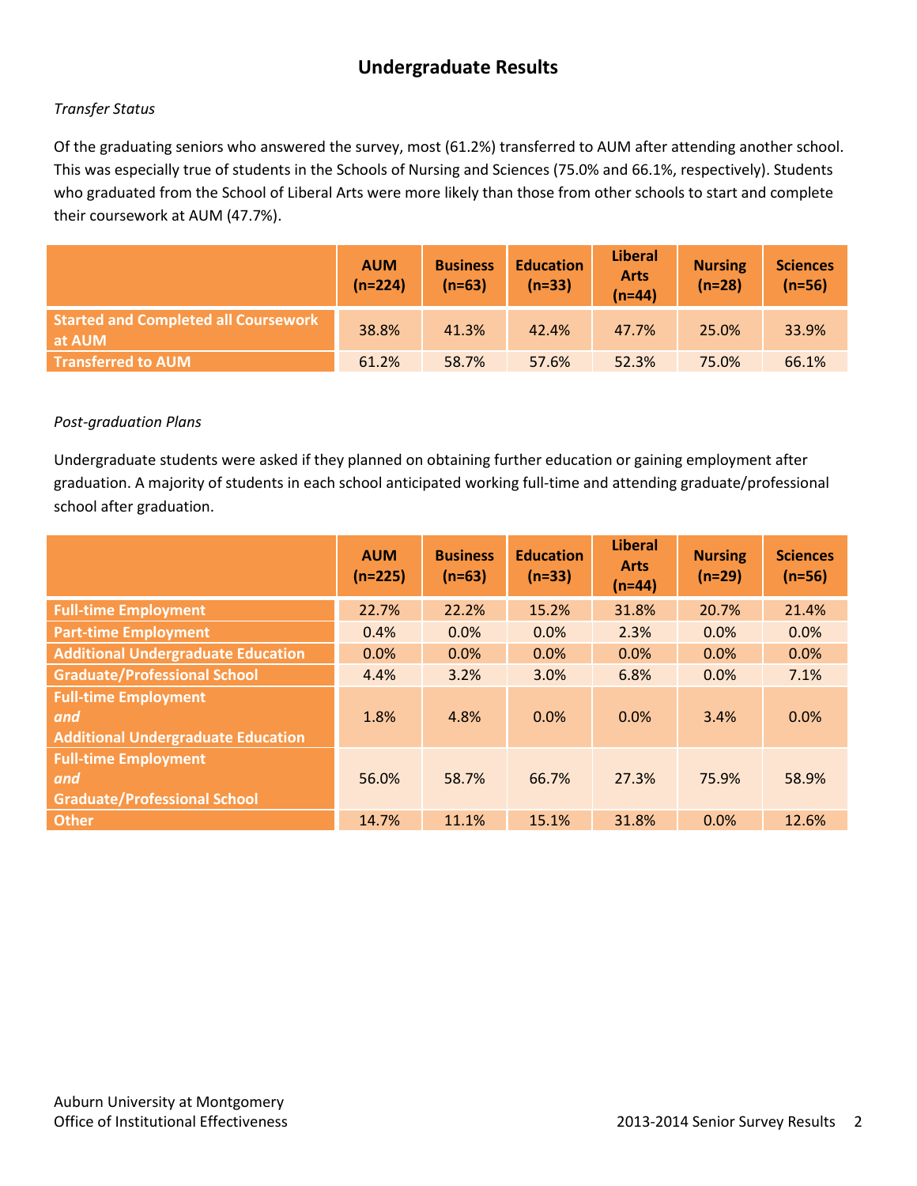# Undergraduate Results

*Transfer Status*

Of the graduating seniors who answered the survey, most (61.2%) transferred to AUM after attending another school. This was especially true of students in the Schools of Nursing and Sciences (75.0% and 66.1%, respectively). Students who graduated from the School of Liberal Arts were more likely than those from other schools to start and complete their coursework at AUM (47.7%).

| | AUM (n=224) | Business (n=63) | Education (n=33) | Liberal Arts (n=44) | Nursing (n=28) | Sciences (n=56) |
|---|---|---|---|---|---|---|
| **Started and Completed all Coursework at AUM** | 38.8% | 41.3% | 42.4% | 47.7% | 25.0% | 33.9% |
| **Transferred to AUM** | 61.2% | 58.7% | 57.6% | 52.3% | 75.0% | 66.1% |

*Post-graduation Plans*

Undergraduate students were asked if they planned on obtaining further education or gaining employment after graduation. A majority of students in each school anticipated working full-time and attending graduate/professional school after graduation.

| | AUM (n=225) | Business (n=63) | Education (n=33) | Liberal Arts (n=44) | Nursing (n=29) | Sciences (n=56) |
|---|---|---|---|---|---|---|
| **Full-time Employment** | 22.7% | 22.2% | 15.2% | 31.8% | 20.7% | 21.4% |
| **Part-time Employment** | 0.4% | 0.0% | 0.0% | 2.3% | 0.0% | 0.0% |
| **Additional Undergraduate Education** | 0.0% | 0.0% | 0.0% | 0.0% | 0.0% | 0.0% |
| **Graduate/Professional School** | 4.4% | 3.2% | 3.0% | 6.8% | 0.0% | 7.1% |
| **Full-time Employment *and* Additional Undergraduate Education** | 1.8% | 4.8% | 0.0% | 0.0% | 3.4% | 0.0% |
| **Full-time Employment *and* Graduate/Professional School** | 56.0% | 58.7% | 66.7% | 27.3% | 75.9% | 58.9% |
| **Other** | 14.7% | 11.1% | 15.1% | 31.8% | 0.0% | 12.6% |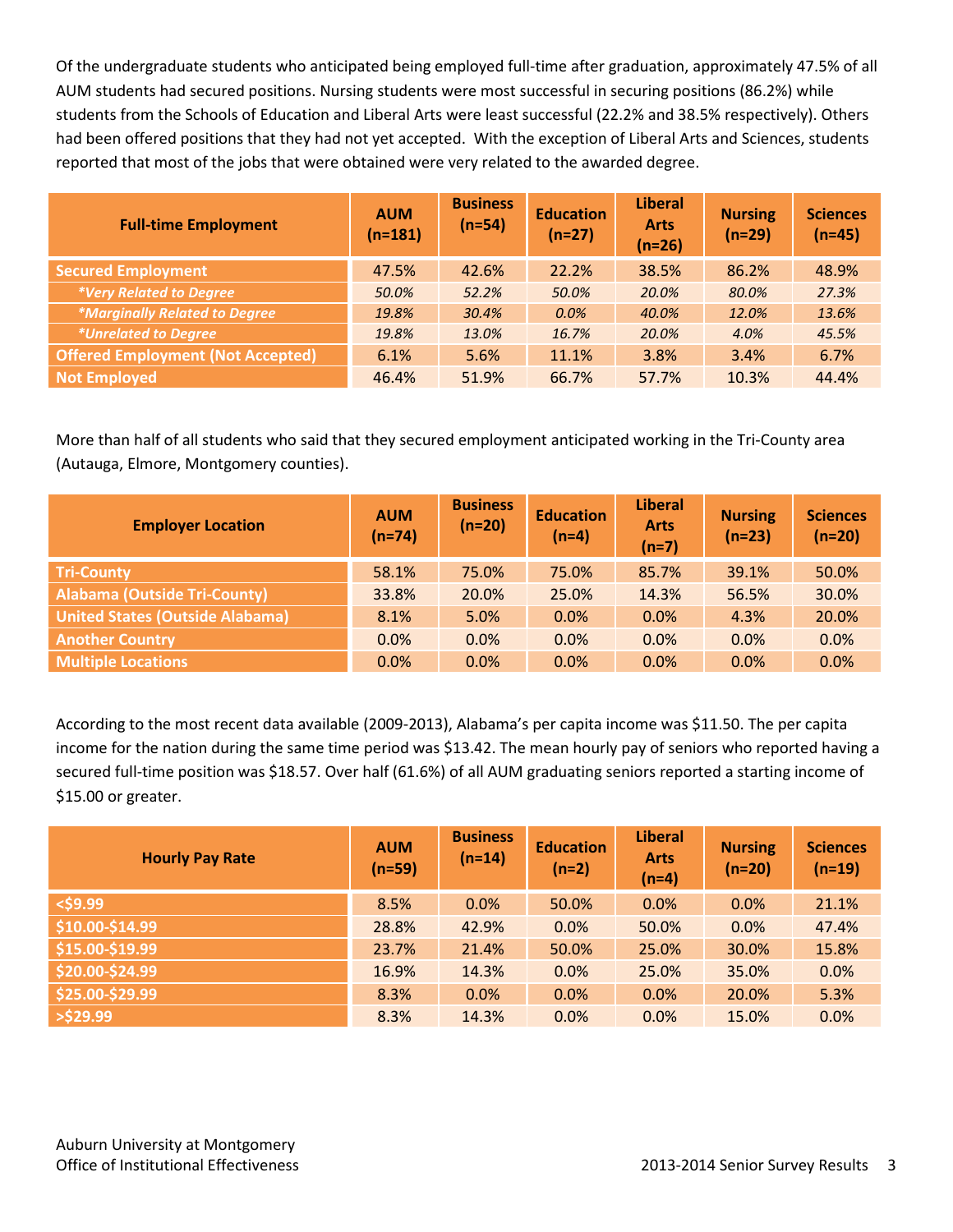Of the undergraduate students who anticipated being employed full-time after graduation, approximately 47.5% of all AUM students had secured positions. Nursing students were most successful in securing positions (86.2%) while students from the Schools of Education and Liberal Arts were least successful (22.2% and 38.5% respectively). Others had been offered positions that they had not yet accepted. With the exception of Liberal Arts and Sciences, students reported that most of the jobs that were obtained were very related to the awarded degree.

| Full-time Employment | AUM (n=181) | Business (n=54) | Education (n=27) | Liberal Arts (n=26) | Nursing (n=29) | Sciences (n=45) |
|---|---|---|---|---|---|---|
| Secured Employment | 47.5% | 42.6% | 22.2% | 38.5% | 86.2% | 48.9% |
| *\*Very Related to Degree* | *50.0%* | *52.2%* | *50.0%* | *20.0%* | *80.0%* | *27.3%* |
| *\*Marginally Related to Degree* | *19.8%* | *30.4%* | *0.0%* | *40.0%* | *12.0%* | *13.6%* |
| *\*Unrelated to Degree* | *19.8%* | *13.0%* | *16.7%* | *20.0%* | *4.0%* | *45.5%* |
| Offered Employment (Not Accepted) | 6.1% | 5.6% | 11.1% | 3.8% | 3.4% | 6.7% |
| Not Employed | 46.4% | 51.9% | 66.7% | 57.7% | 10.3% | 44.4% |

More than half of all students who said that they secured employment anticipated working in the Tri-County area (Autauga, Elmore, Montgomery counties).

| Employer Location | AUM (n=74) | Business (n=20) | Education (n=4) | Liberal Arts (n=7) | Nursing (n=23) | Sciences (n=20) |
|---|---|---|---|---|---|---|
| Tri-County | 58.1% | 75.0% | 75.0% | 85.7% | 39.1% | 50.0% |
| Alabama (Outside Tri-County) | 33.8% | 20.0% | 25.0% | 14.3% | 56.5% | 30.0% |
| United States (Outside Alabama) | 8.1% | 5.0% | 0.0% | 0.0% | 4.3% | 20.0% |
| Another Country | 0.0% | 0.0% | 0.0% | 0.0% | 0.0% | 0.0% |
| Multiple Locations | 0.0% | 0.0% | 0.0% | 0.0% | 0.0% | 0.0% |

According to the most recent data available (2009-2013), Alabama's per capita income was $11.50. The per capita income for the nation during the same time period was $13.42. The mean hourly pay of seniors who reported having a secured full-time position was $18.57. Over half (61.6%) of all AUM graduating seniors reported a starting income of $15.00 or greater.

| Hourly Pay Rate | AUM (n=59) | Business (n=14) | Education (n=2) | Liberal Arts (n=4) | Nursing (n=20) | Sciences (n=19) |
|---|---|---|---|---|---|---|
| <$9.99 | 8.5% | 0.0% | 50.0% | 0.0% | 0.0% | 21.1% |
| $10.00-$14.99 | 28.8% | 42.9% | 0.0% | 50.0% | 0.0% | 47.4% |
| $15.00-$19.99 | 23.7% | 21.4% | 50.0% | 25.0% | 30.0% | 15.8% |
| $20.00-$24.99 | 16.9% | 14.3% | 0.0% | 25.0% | 35.0% | 0.0% |
| $25.00-$29.99 | 8.3% | 0.0% | 0.0% | 0.0% | 20.0% | 5.3% |
| >$29.99 | 8.3% | 14.3% | 0.0% | 0.0% | 15.0% | 0.0% |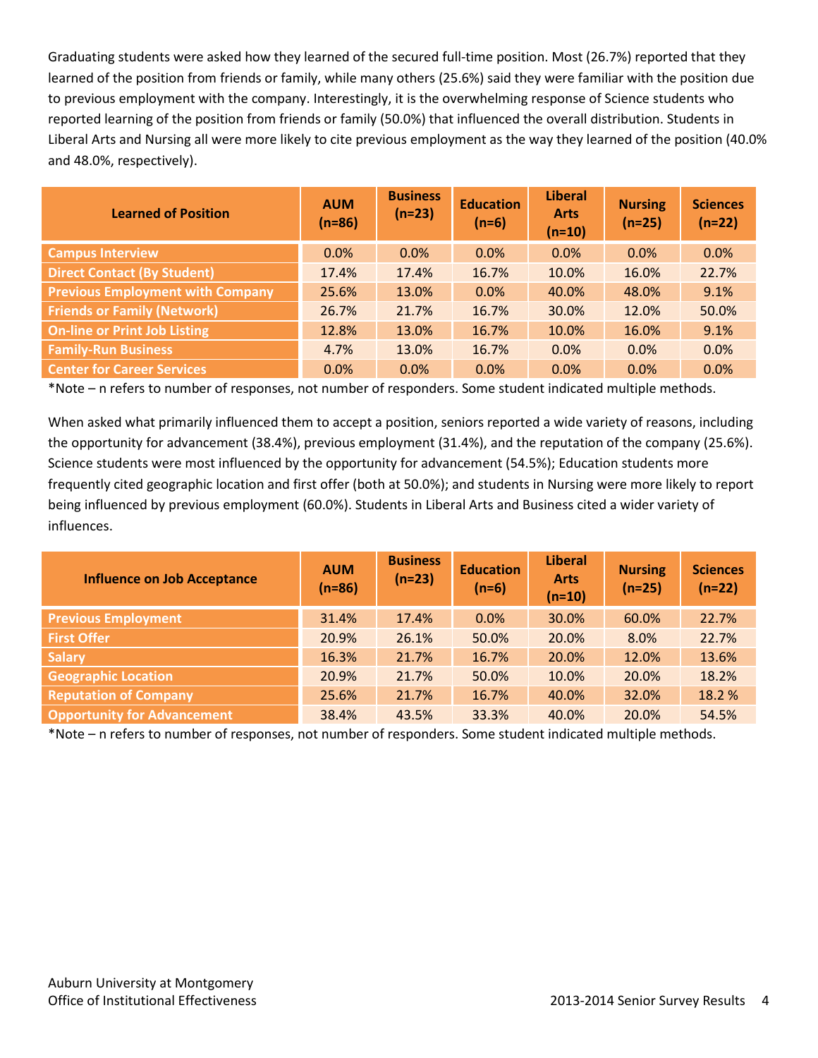Graduating students were asked how they learned of the secured full-time position. Most (26.7%) reported that they learned of the position from friends or family, while many others (25.6%) said they were familiar with the position due to previous employment with the company. Interestingly, it is the overwhelming response of Science students who reported learning of the position from friends or family (50.0%) that influenced the overall distribution. Students in Liberal Arts and Nursing all were more likely to cite previous employment as the way they learned of the position (40.0% and 48.0%, respectively).

| Learned of Position | AUM (n=86) | Business (n=23) | Education (n=6) | Liberal Arts (n=10) | Nursing (n=25) | Sciences (n=22) |
|---|---|---|---|---|---|---|
| Campus Interview | 0.0% | 0.0% | 0.0% | 0.0% | 0.0% | 0.0% |
| Direct Contact (By Student) | 17.4% | 17.4% | 16.7% | 10.0% | 16.0% | 22.7% |
| Previous Employment with Company | 25.6% | 13.0% | 0.0% | 40.0% | 48.0% | 9.1% |
| Friends or Family (Network) | 26.7% | 21.7% | 16.7% | 30.0% | 12.0% | 50.0% |
| On-line or Print Job Listing | 12.8% | 13.0% | 16.7% | 10.0% | 16.0% | 9.1% |
| Family-Run Business | 4.7% | 13.0% | 16.7% | 0.0% | 0.0% | 0.0% |
| Center for Career Services | 0.0% | 0.0% | 0.0% | 0.0% | 0.0% | 0.0% |

*Note – n refers to number of responses, not number of responders. Some student indicated multiple methods.

When asked what primarily influenced them to accept a position, seniors reported a wide variety of reasons, including the opportunity for advancement (38.4%), previous employment (31.4%), and the reputation of the company (25.6%). Science students were most influenced by the opportunity for advancement (54.5%); Education students more frequently cited geographic location and first offer (both at 50.0%); and students in Nursing were more likely to report being influenced by previous employment (60.0%). Students in Liberal Arts and Business cited a wider variety of influences.

| Influence on Job Acceptance | AUM (n=86) | Business (n=23) | Education (n=6) | Liberal Arts (n=10) | Nursing (n=25) | Sciences (n=22) |
|---|---|---|---|---|---|---|
| Previous Employment | 31.4% | 17.4% | 0.0% | 30.0% | 60.0% | 22.7% |
| First Offer | 20.9% | 26.1% | 50.0% | 20.0% | 8.0% | 22.7% |
| Salary | 16.3% | 21.7% | 16.7% | 20.0% | 12.0% | 13.6% |
| Geographic Location | 20.9% | 21.7% | 50.0% | 10.0% | 20.0% | 18.2% |
| Reputation of Company | 25.6% | 21.7% | 16.7% | 40.0% | 32.0% | 18.2 % |
| Opportunity for Advancement | 38.4% | 43.5% | 33.3% | 40.0% | 20.0% | 54.5% |

*Note – n refers to number of responses, not number of responders. Some student indicated multiple methods.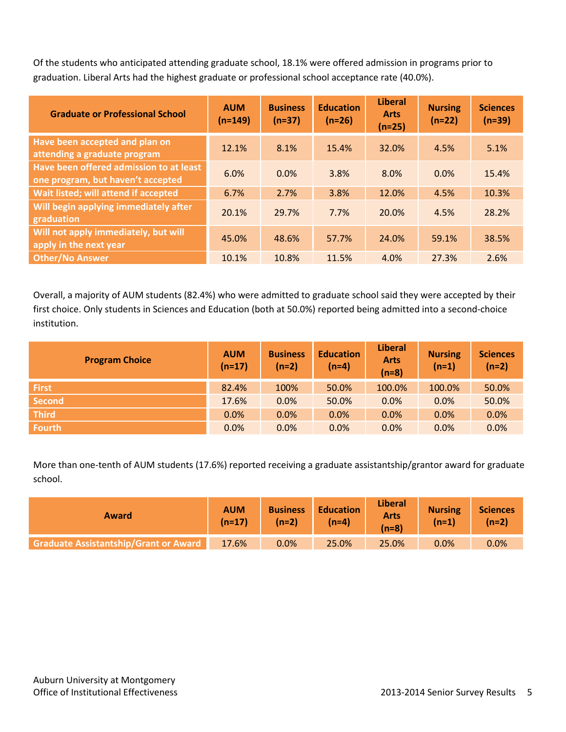Of the students who anticipated attending graduate school, 18.1% were offered admission in programs prior to graduation. Liberal Arts had the highest graduate or professional school acceptance rate (40.0%).

| Graduate or Professional School | AUM (n=149) | Business (n=37) | Education (n=26) | Liberal Arts (n=25) | Nursing (n=22) | Sciences (n=39) |
|---|---|---|---|---|---|---|
| Have been accepted and plan on attending a graduate program | 12.1% | 8.1% | 15.4% | 32.0% | 4.5% | 5.1% |
| Have been offered admission to at least one program, but haven't accepted | 6.0% | 0.0% | 3.8% | 8.0% | 0.0% | 15.4% |
| Wait listed; will attend if accepted | 6.7% | 2.7% | 3.8% | 12.0% | 4.5% | 10.3% |
| Will begin applying immediately after graduation | 20.1% | 29.7% | 7.7% | 20.0% | 4.5% | 28.2% |
| Will not apply immediately, but will apply in the next year | 45.0% | 48.6% | 57.7% | 24.0% | 59.1% | 38.5% |
| Other/No Answer | 10.1% | 10.8% | 11.5% | 4.0% | 27.3% | 2.6% |

Overall, a majority of AUM students (82.4%) who were admitted to graduate school said they were accepted by their first choice. Only students in Sciences and Education (both at 50.0%) reported being admitted into a second-choice institution.

| Program Choice | AUM (n=17) | Business (n=2) | Education (n=4) | Liberal Arts (n=8) | Nursing (n=1) | Sciences (n=2) |
|---|---|---|---|---|---|---|
| First | 82.4% | 100% | 50.0% | 100.0% | 100.0% | 50.0% |
| Second | 17.6% | 0.0% | 50.0% | 0.0% | 0.0% | 50.0% |
| Third | 0.0% | 0.0% | 0.0% | 0.0% | 0.0% | 0.0% |
| Fourth | 0.0% | 0.0% | 0.0% | 0.0% | 0.0% | 0.0% |

More than one-tenth of AUM students (17.6%) reported receiving a graduate assistantship/grantor award for graduate school.

| Award | AUM (n=17) | Business (n=2) | Education (n=4) | Liberal Arts (n=8) | Nursing (n=1) | Sciences (n=2) |
|---|---|---|---|---|---|---|
| Graduate Assistantship/Grant or Award | 17.6% | 0.0% | 25.0% | 25.0% | 0.0% | 0.0% |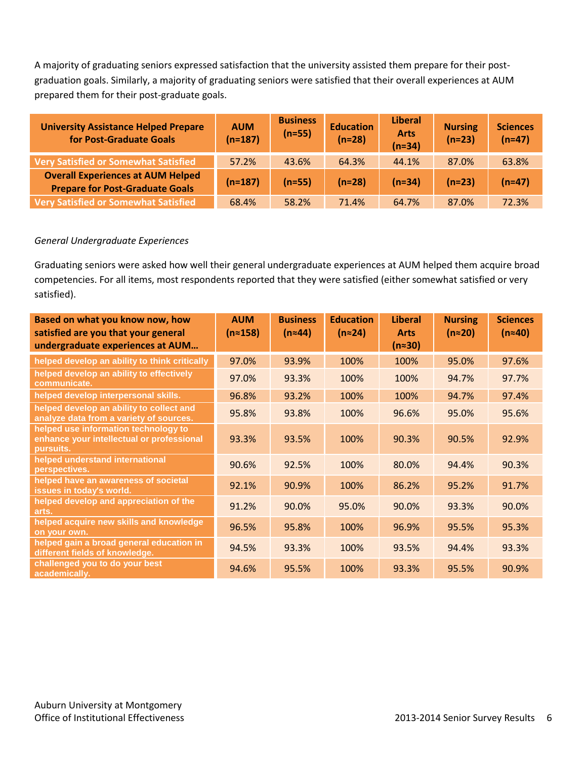A majority of graduating seniors expressed satisfaction that the university assisted them prepare for their post-graduation goals. Similarly, a majority of graduating seniors were satisfied that their overall experiences at AUM prepared them for their post-graduate goals.

| University Assistance Helped Prepare for Post-Graduate Goals | AUM (n=187) | Business (n=55) | Education (n=28) | Liberal Arts (n=34) | Nursing (n=23) | Sciences (n=47) |
|---|---|---|---|---|---|---|
| Very Satisfied or Somewhat Satisfied | 57.2% | 43.6% | 64.3% | 44.1% | 87.0% | 63.8% |
| **Overall Experiences at AUM Helped Prepare for Post-Graduate Goals** | **(n=187)** | **(n=55)** | **(n=28)** | **(n=34)** | **(n=23)** | **(n=47)** |
| Very Satisfied or Somewhat Satisfied | 68.4% | 58.2% | 71.4% | 64.7% | 87.0% | 72.3% |

*General Undergraduate Experiences*

Graduating seniors were asked how well their general undergraduate experiences at AUM helped them acquire broad competencies. For all items, most respondents reported that they were satisfied (either somewhat satisfied or very satisfied).

| Based on what you know now, how satisfied are you that your general undergraduate experiences at AUM… | AUM (n≈158) | Business (n≈44) | Education (n≈24) | Liberal Arts (n≈30) | Nursing (n≈20) | Sciences (n≈40) |
|---|---|---|---|---|---|---|
| helped develop an ability to think critically | 97.0% | 93.9% | 100% | 100% | 95.0% | 97.6% |
| helped develop an ability to effectively communicate. | 97.0% | 93.3% | 100% | 100% | 94.7% | 97.7% |
| helped develop interpersonal skills. | 96.8% | 93.2% | 100% | 100% | 94.7% | 97.4% |
| helped develop an ability to collect and analyze data from a variety of sources. | 95.8% | 93.8% | 100% | 96.6% | 95.0% | 95.6% |
| helped use information technology to enhance your intellectual or professional pursuits. | 93.3% | 93.5% | 100% | 90.3% | 90.5% | 92.9% |
| helped understand international perspectives. | 90.6% | 92.5% | 100% | 80.0% | 94.4% | 90.3% |
| helped have an awareness of societal issues in today's world. | 92.1% | 90.9% | 100% | 86.2% | 95.2% | 91.7% |
| helped develop and appreciation of the arts. | 91.2% | 90.0% | 95.0% | 90.0% | 93.3% | 90.0% |
| helped acquire new skills and knowledge on your own. | 96.5% | 95.8% | 100% | 96.9% | 95.5% | 95.3% |
| helped gain a broad general education in different fields of knowledge. | 94.5% | 93.3% | 100% | 93.5% | 94.4% | 93.3% |
| challenged you to do your best academically. | 94.6% | 95.5% | 100% | 93.3% | 95.5% | 90.9% |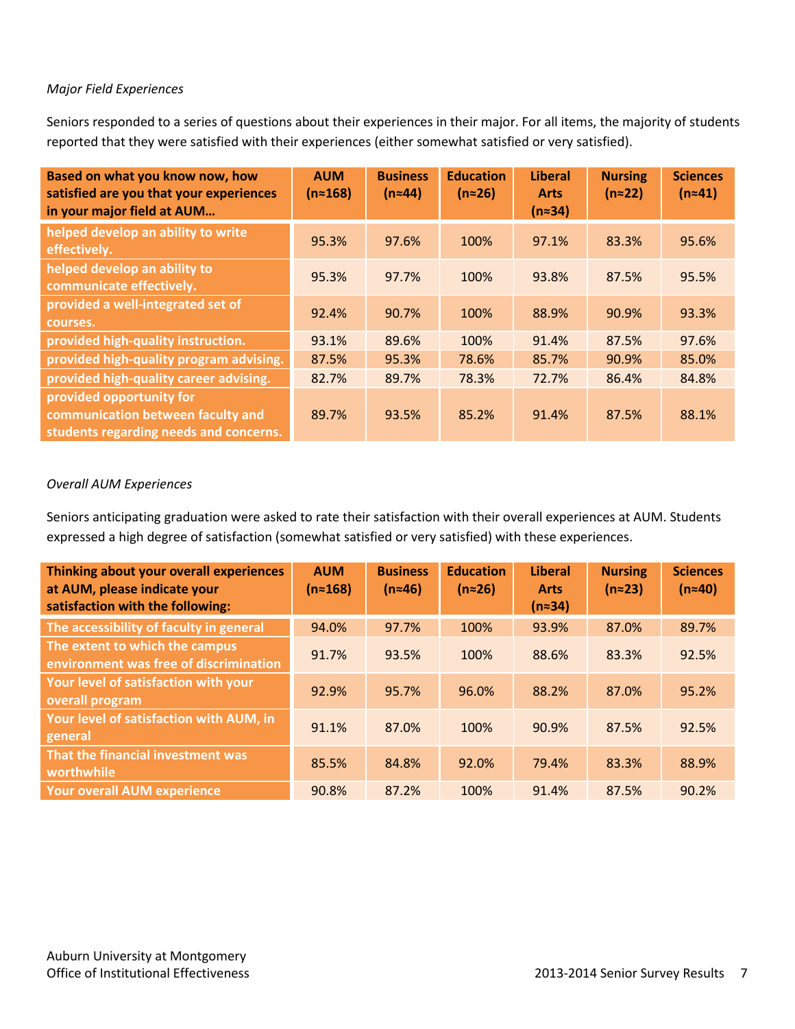*Major Field Experiences*

Seniors responded to a series of questions about their experiences in their major. For all items, the majority of students reported that they were satisfied with their experiences (either somewhat satisfied or very satisfied).

| Based on what you know now, how satisfied are you that your experiences in your major field at AUM… | AUM (n≈168) | Business (n≈44) | Education (n≈26) | Liberal Arts (n≈34) | Nursing (n≈22) | Sciences (n≈41) |
|---|---|---|---|---|---|---|
| helped develop an ability to write effectively. | 95.3% | 97.6% | 100% | 97.1% | 83.3% | 95.6% |
| helped develop an ability to communicate effectively. | 95.3% | 97.7% | 100% | 93.8% | 87.5% | 95.5% |
| provided a well-integrated set of courses. | 92.4% | 90.7% | 100% | 88.9% | 90.9% | 93.3% |
| provided high-quality instruction. | 93.1% | 89.6% | 100% | 91.4% | 87.5% | 97.6% |
| provided high-quality program advising. | 87.5% | 95.3% | 78.6% | 85.7% | 90.9% | 85.0% |
| provided high-quality career advising. | 82.7% | 89.7% | 78.3% | 72.7% | 86.4% | 84.8% |
| provided opportunity for communication between faculty and students regarding needs and concerns. | 89.7% | 93.5% | 85.2% | 91.4% | 87.5% | 88.1% |

*Overall AUM Experiences*

Seniors anticipating graduation were asked to rate their satisfaction with their overall experiences at AUM. Students expressed a high degree of satisfaction (somewhat satisfied or very satisfied) with these experiences.

| Thinking about your overall experiences at AUM, please indicate your satisfaction with the following: | AUM (n≈168) | Business (n≈46) | Education (n≈26) | Liberal Arts (n≈34) | Nursing (n≈23) | Sciences (n≈40) |
|---|---|---|---|---|---|---|
| The accessibility of faculty in general | 94.0% | 97.7% | 100% | 93.9% | 87.0% | 89.7% |
| The extent to which the campus environment was free of discrimination | 91.7% | 93.5% | 100% | 88.6% | 83.3% | 92.5% |
| Your level of satisfaction with your overall program | 92.9% | 95.7% | 96.0% | 88.2% | 87.0% | 95.2% |
| Your level of satisfaction with AUM, in general | 91.1% | 87.0% | 100% | 90.9% | 87.5% | 92.5% |
| That the financial investment was worthwhile | 85.5% | 84.8% | 92.0% | 79.4% | 83.3% | 88.9% |
| Your overall AUM experience | 90.8% | 87.2% | 100% | 91.4% | 87.5% | 90.2% |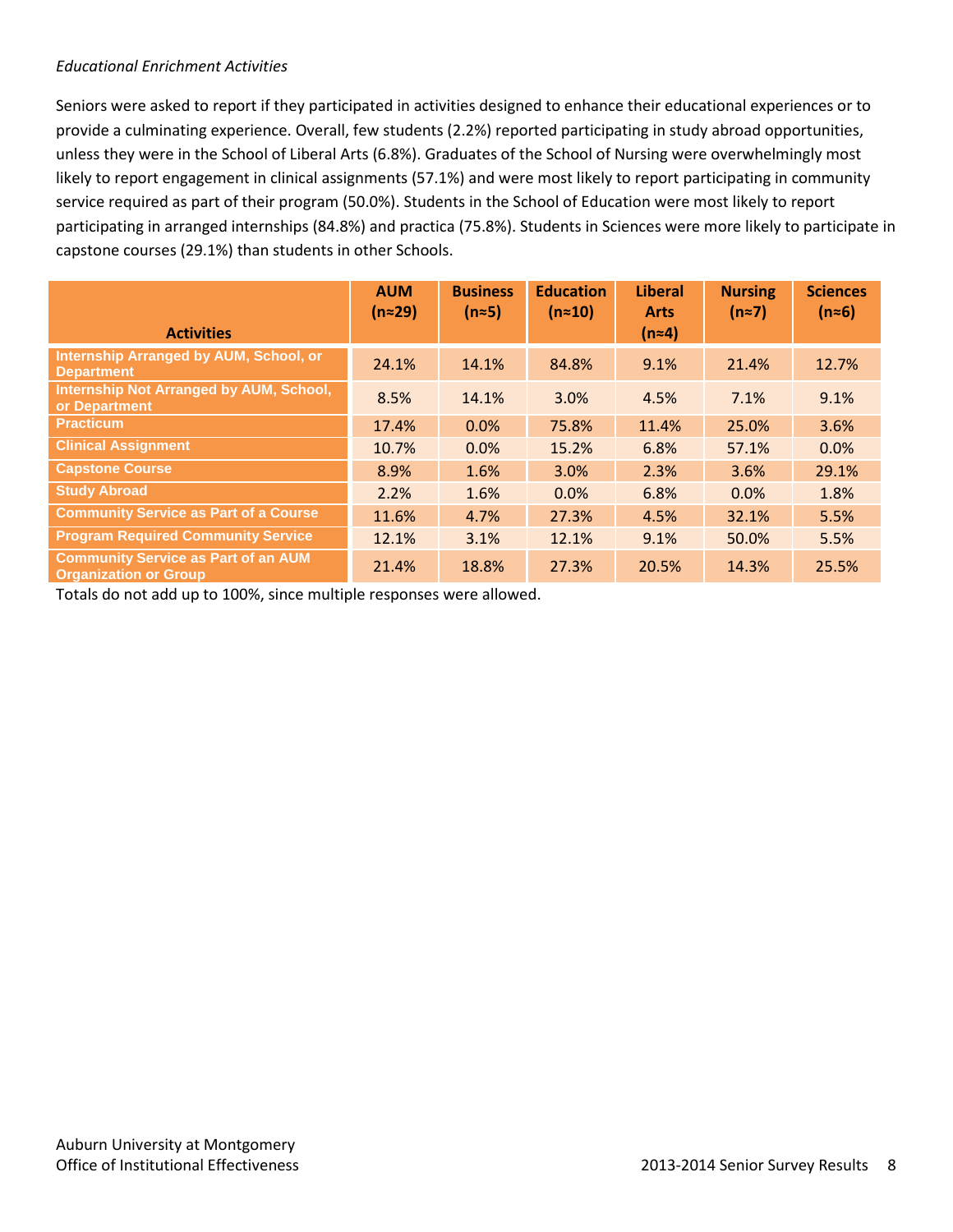*Educational Enrichment Activities*

Seniors were asked to report if they participated in activities designed to enhance their educational experiences or to provide a culminating experience. Overall, few students (2.2%) reported participating in study abroad opportunities, unless they were in the School of Liberal Arts (6.8%). Graduates of the School of Nursing were overwhelmingly most likely to report engagement in clinical assignments (57.1%) and were most likely to report participating in community service required as part of their program (50.0%). Students in the School of Education were most likely to report participating in arranged internships (84.8%) and practica (75.8%). Students in Sciences were more likely to participate in capstone courses (29.1%) than students in other Schools.

| Activities | AUM (n≈29) | Business (n≈5) | Education (n≈10) | Liberal Arts (n≈4) | Nursing (n≈7) | Sciences (n≈6) |
|---|---|---|---|---|---|---|
| Internship Arranged by AUM, School, or Department | 24.1% | 14.1% | 84.8% | 9.1% | 21.4% | 12.7% |
| Internship Not Arranged by AUM, School, or Department | 8.5% | 14.1% | 3.0% | 4.5% | 7.1% | 9.1% |
| Practicum | 17.4% | 0.0% | 75.8% | 11.4% | 25.0% | 3.6% |
| Clinical Assignment | 10.7% | 0.0% | 15.2% | 6.8% | 57.1% | 0.0% |
| Capstone Course | 8.9% | 1.6% | 3.0% | 2.3% | 3.6% | 29.1% |
| Study Abroad | 2.2% | 1.6% | 0.0% | 6.8% | 0.0% | 1.8% |
| Community Service as Part of a Course | 11.6% | 4.7% | 27.3% | 4.5% | 32.1% | 5.5% |
| Program Required Community Service | 12.1% | 3.1% | 12.1% | 9.1% | 50.0% | 5.5% |
| Community Service as Part of an AUM Organization or Group | 21.4% | 18.8% | 27.3% | 20.5% | 14.3% | 25.5% |

Totals do not add up to 100%, since multiple responses were allowed.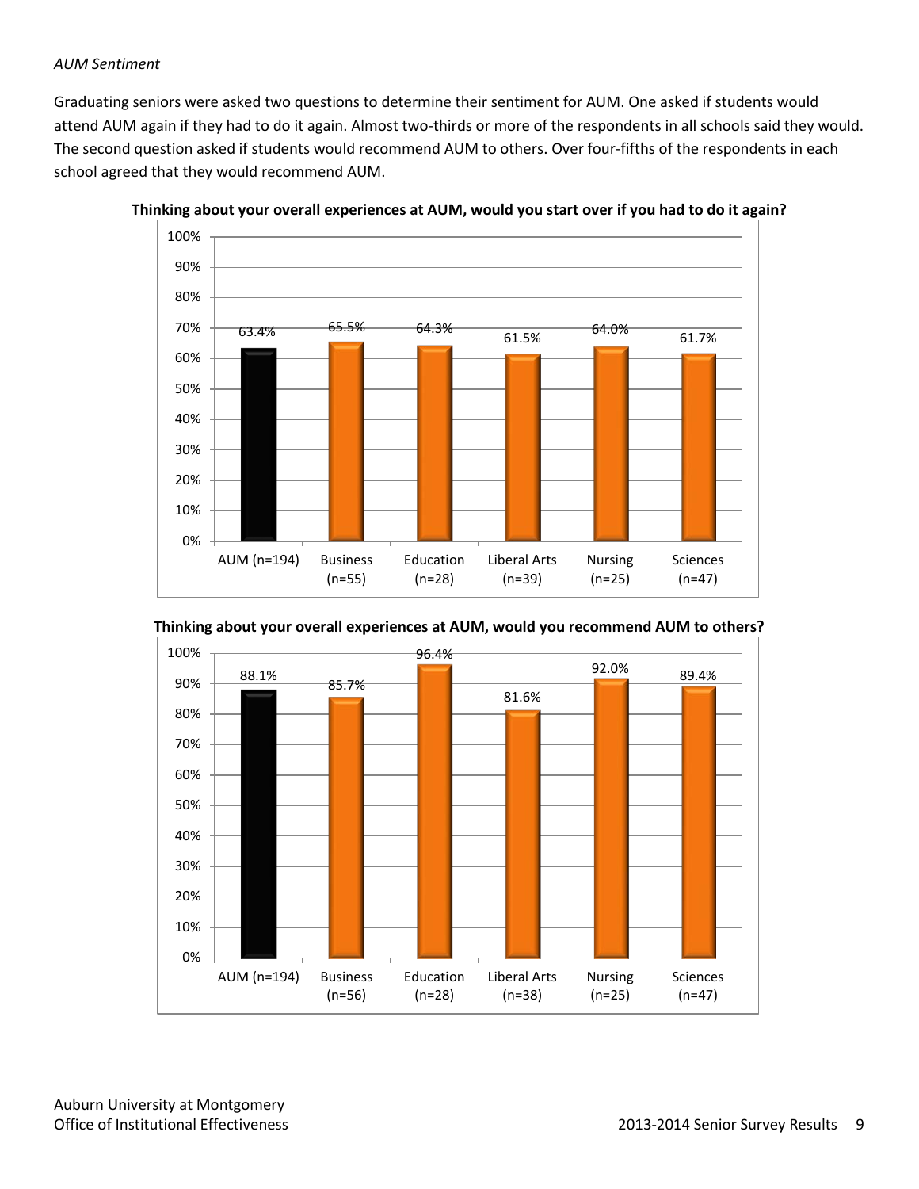*AUM Sentiment*

Graduating seniors were asked two questions to determine their sentiment for AUM. One asked if students would attend AUM again if they had to do it again. Almost two-thirds or more of the respondents in all schools said they would. The second question asked if students would recommend AUM to others. Over four-fifths of the respondents in each school agreed that they would recommend AUM.

**Thinking about your overall experiences at AUM, would you start over if you had to do it again?**

| AUM (n=194) | Business (n=55) | Education (n=28) | Liberal Arts (n=39) | Nursing (n=25) | Sciences (n=47) |
|---|---|---|---|---|---|
| 63.4% | 65.5% | 64.3% | 61.5% | 64.0% | 61.7% |

**Thinking about your overall experiences at AUM, would you recommend AUM to others?**

| AUM (n=194) | Business (n=56) | Education (n=28) | Liberal Arts (n=38) | Nursing (n=25) | Sciences (n=47) |
|---|---|---|---|---|---|
| 88.1% | 85.7% | 96.4% | 81.6% | 92.0% | 89.4% |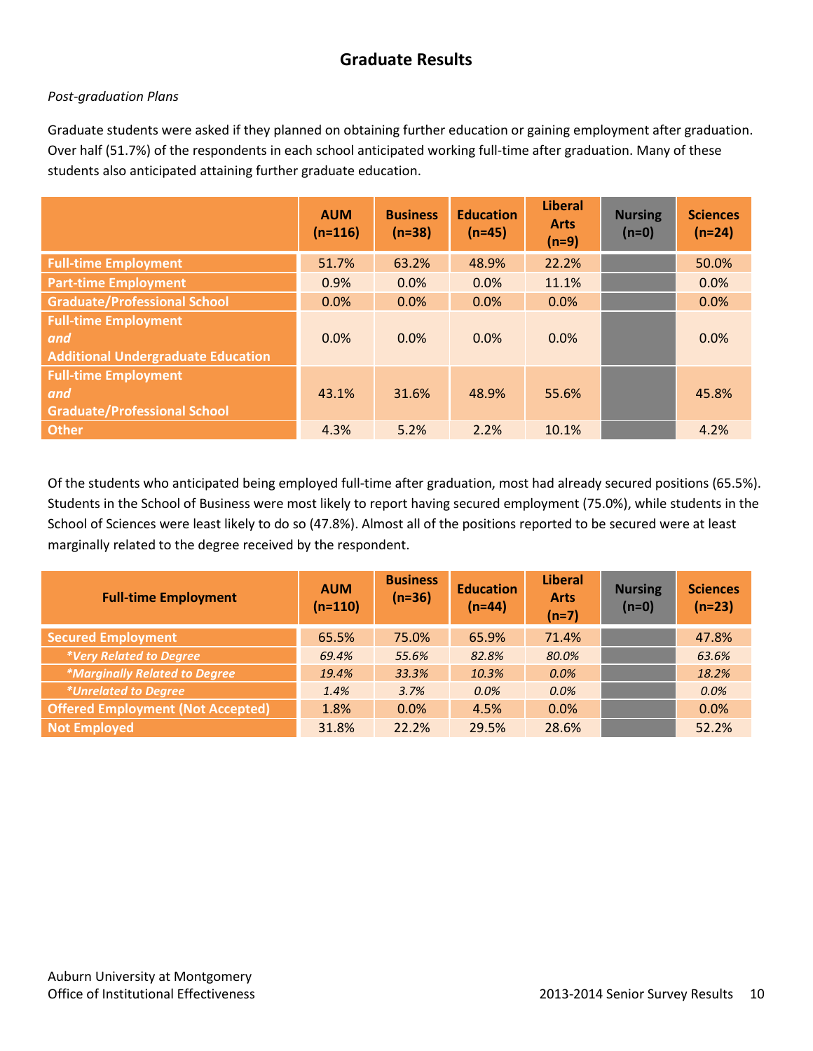## Graduate Results

*Post-graduation Plans*

Graduate students were asked if they planned on obtaining further education or gaining employment after graduation. Over half (51.7%) of the respondents in each school anticipated working full-time after graduation. Many of these students also anticipated attaining further graduate education.

| | AUM (n=116) | Business (n=38) | Education (n=45) | Liberal Arts (n=9) | Nursing (n=0) | Sciences (n=24) |
|---|---|---|---|---|---|---|
| **Full-time Employment** | 51.7% | 63.2% | 48.9% | 22.2% | | 50.0% |
| **Part-time Employment** | 0.9% | 0.0% | 0.0% | 11.1% | | 0.0% |
| **Graduate/Professional School** | 0.0% | 0.0% | 0.0% | 0.0% | | 0.0% |
| **Full-time Employment *and* Additional Undergraduate Education** | 0.0% | 0.0% | 0.0% | 0.0% | | 0.0% |
| **Full-time Employment *and* Graduate/Professional School** | 43.1% | 31.6% | 48.9% | 55.6% | | 45.8% |
| **Other** | 4.3% | 5.2% | 2.2% | 10.1% | | 4.2% |

Of the students who anticipated being employed full-time after graduation, most had already secured positions (65.5%). Students in the School of Business were most likely to report having secured employment (75.0%), while students in the School of Sciences were least likely to do so (47.8%). Almost all of the positions reported to be secured were at least marginally related to the degree received by the respondent.

| Full-time Employment | AUM (n=110) | Business (n=36) | Education (n=44) | Liberal Arts (n=7) | Nursing (n=0) | Sciences (n=23) |
|---|---|---|---|---|---|---|
| **Secured Employment** | 65.5% | 75.0% | 65.9% | 71.4% | | 47.8% |
| ***Very Related to Degree*** | *69.4%* | *55.6%* | *82.8%* | *80.0%* | | *63.6%* |
| ***Marginally Related to Degree*** | *19.4%* | *33.3%* | *10.3%* | *0.0%* | | *18.2%* |
| ***Unrelated to Degree*** | *1.4%* | *3.7%* | *0.0%* | *0.0%* | | *0.0%* |
| **Offered Employment (Not Accepted)** | 1.8% | 0.0% | 4.5% | 0.0% | | 0.0% |
| **Not Employed** | 31.8% | 22.2% | 29.5% | 28.6% | | 52.2% |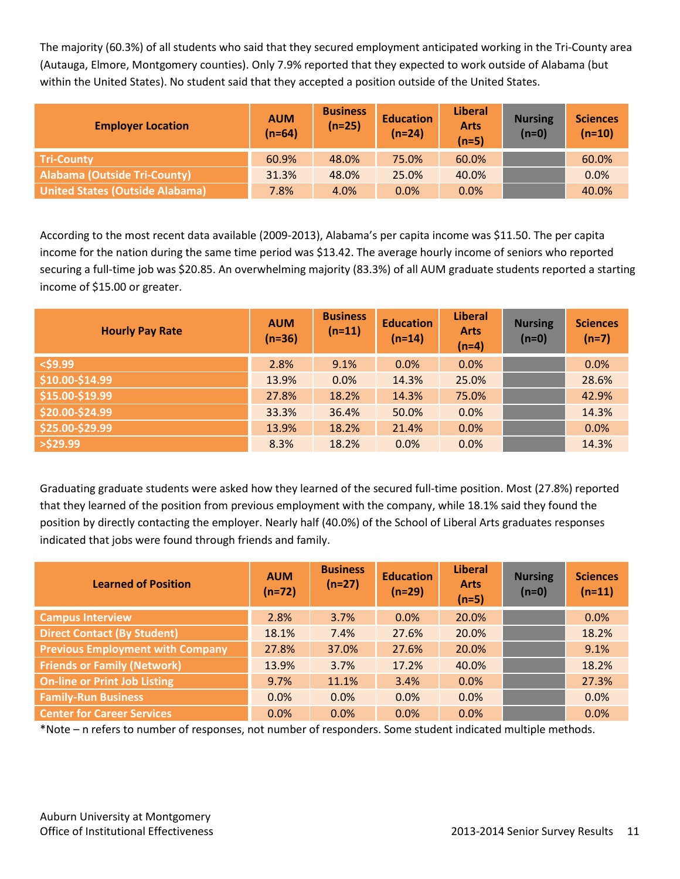The majority (60.3%) of all students who said that they secured employment anticipated working in the Tri-County area (Autauga, Elmore, Montgomery counties). Only 7.9% reported that they expected to work outside of Alabama (but within the United States). No student said that they accepted a position outside of the United States.

| Employer Location | AUM (n=64) | Business (n=25) | Education (n=24) | Liberal Arts (n=5) | Nursing (n=0) | Sciences (n=10) |
|---|---|---|---|---|---|---|
| Tri-County | 60.9% | 48.0% | 75.0% | 60.0% | | 60.0% |
| Alabama (Outside Tri-County) | 31.3% | 48.0% | 25.0% | 40.0% | | 0.0% |
| United States (Outside Alabama) | 7.8% | 4.0% | 0.0% | 0.0% | | 40.0% |

According to the most recent data available (2009-2013), Alabama's per capita income was $11.50. The per capita income for the nation during the same time period was $13.42. The average hourly income of seniors who reported securing a full-time job was $20.85. An overwhelming majority (83.3%) of all AUM graduate students reported a starting income of $15.00 or greater.

| Hourly Pay Rate | AUM (n=36) | Business (n=11) | Education (n=14) | Liberal Arts (n=4) | Nursing (n=0) | Sciences (n=7) |
|---|---|---|---|---|---|---|
| <$9.99 | 2.8% | 9.1% | 0.0% | 0.0% | | 0.0% |
| $10.00-$14.99 | 13.9% | 0.0% | 14.3% | 25.0% | | 28.6% |
| $15.00-$19.99 | 27.8% | 18.2% | 14.3% | 75.0% | | 42.9% |
| $20.00-$24.99 | 33.3% | 36.4% | 50.0% | 0.0% | | 14.3% |
| $25.00-$29.99 | 13.9% | 18.2% | 21.4% | 0.0% | | 0.0% |
| >$29.99 | 8.3% | 18.2% | 0.0% | 0.0% | | 14.3% |

Graduating graduate students were asked how they learned of the secured full-time position. Most (27.8%) reported that they learned of the position from previous employment with the company, while 18.1% said they found the position by directly contacting the employer. Nearly half (40.0%) of the School of Liberal Arts graduates responses indicated that jobs were found through friends and family.

| Learned of Position | AUM (n=72) | Business (n=27) | Education (n=29) | Liberal Arts (n=5) | Nursing (n=0) | Sciences (n=11) |
|---|---|---|---|---|---|---|
| Campus Interview | 2.8% | 3.7% | 0.0% | 20.0% | | 0.0% |
| Direct Contact (By Student) | 18.1% | 7.4% | 27.6% | 20.0% | | 18.2% |
| Previous Employment with Company | 27.8% | 37.0% | 27.6% | 20.0% | | 9.1% |
| Friends or Family (Network) | 13.9% | 3.7% | 17.2% | 40.0% | | 18.2% |
| On-line or Print Job Listing | 9.7% | 11.1% | 3.4% | 0.0% | | 27.3% |
| Family-Run Business | 0.0% | 0.0% | 0.0% | 0.0% | | 0.0% |
| Center for Career Services | 0.0% | 0.0% | 0.0% | 0.0% | | 0.0% |

*Note – n refers to number of responses, not number of responders. Some student indicated multiple methods.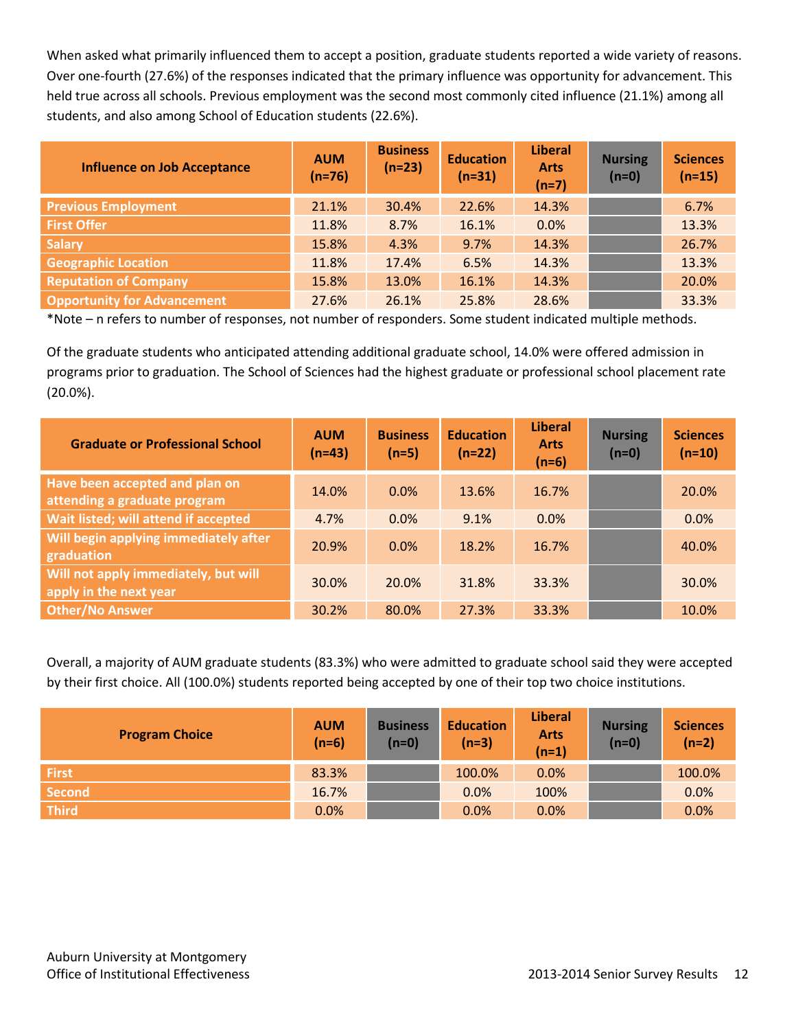When asked what primarily influenced them to accept a position, graduate students reported a wide variety of reasons. Over one-fourth (27.6%) of the responses indicated that the primary influence was opportunity for advancement. This held true across all schools. Previous employment was the second most commonly cited influence (21.1%) among all students, and also among School of Education students (22.6%).

| Influence on Job Acceptance | AUM (n=76) | Business (n=23) | Education (n=31) | Liberal Arts (n=7) | Nursing (n=0) | Sciences (n=15) |
|---|---|---|---|---|---|---|
| Previous Employment | 21.1% | 30.4% | 22.6% | 14.3% | | 6.7% |
| First Offer | 11.8% | 8.7% | 16.1% | 0.0% | | 13.3% |
| Salary | 15.8% | 4.3% | 9.7% | 14.3% | | 26.7% |
| Geographic Location | 11.8% | 17.4% | 6.5% | 14.3% | | 13.3% |
| Reputation of Company | 15.8% | 13.0% | 16.1% | 14.3% | | 20.0% |
| Opportunity for Advancement | 27.6% | 26.1% | 25.8% | 28.6% | | 33.3% |

*Note – n refers to number of responses, not number of responders. Some student indicated multiple methods.

Of the graduate students who anticipated attending additional graduate school, 14.0% were offered admission in programs prior to graduation. The School of Sciences had the highest graduate or professional school placement rate (20.0%).

| Graduate or Professional School | AUM (n=43) | Business (n=5) | Education (n=22) | Liberal Arts (n=6) | Nursing (n=0) | Sciences (n=10) |
|---|---|---|---|---|---|---|
| Have been accepted and plan on attending a graduate program | 14.0% | 0.0% | 13.6% | 16.7% | | 20.0% |
| Wait listed; will attend if accepted | 4.7% | 0.0% | 9.1% | 0.0% | | 0.0% |
| Will begin applying immediately after graduation | 20.9% | 0.0% | 18.2% | 16.7% | | 40.0% |
| Will not apply immediately, but will apply in the next year | 30.0% | 20.0% | 31.8% | 33.3% | | 30.0% |
| Other/No Answer | 30.2% | 80.0% | 27.3% | 33.3% | | 10.0% |

Overall, a majority of AUM graduate students (83.3%) who were admitted to graduate school said they were accepted by their first choice. All (100.0%) students reported being accepted by one of their top two choice institutions.

| Program Choice | AUM (n=6) | Business (n=0) | Education (n=3) | Liberal Arts (n=1) | Nursing (n=0) | Sciences (n=2) |
|---|---|---|---|---|---|---|
| First | 83.3% | | 100.0% | 0.0% | | 100.0% |
| Second | 16.7% | | 0.0% | 100% | | 0.0% |
| Third | 0.0% | | 0.0% | 0.0% | | 0.0% |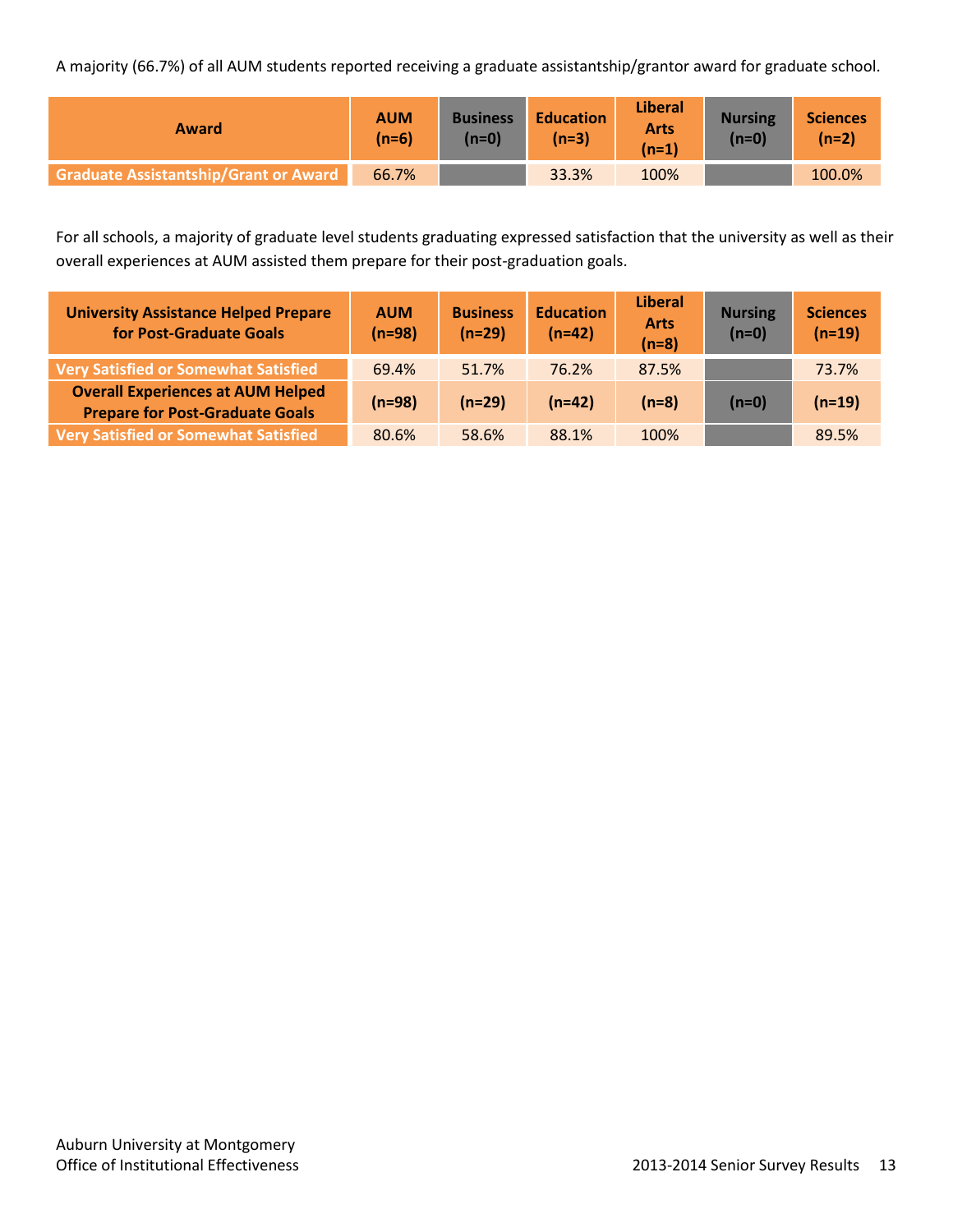A majority (66.7%) of all AUM students reported receiving a graduate assistantship/grantor award for graduate school.

| Award | AUM (n=6) | Business (n=0) | Education (n=3) | Liberal Arts (n=1) | Nursing (n=0) | Sciences (n=2) |
|---|---|---|---|---|---|---|
| Graduate Assistantship/Grant or Award | 66.7% | | 33.3% | 100% | | 100.0% |

For all schools, a majority of graduate level students graduating expressed satisfaction that the university as well as their overall experiences at AUM assisted them prepare for their post-graduation goals.

| University Assistance Helped Prepare for Post-Graduate Goals | AUM (n=98) | Business (n=29) | Education (n=42) | Liberal Arts (n=8) | Nursing (n=0) | Sciences (n=19) |
|---|---|---|---|---|---|---|
| Very Satisfied or Somewhat Satisfied | 69.4% | 51.7% | 76.2% | 87.5% | | 73.7% |
| **Overall Experiences at AUM Helped Prepare for Post-Graduate Goals** | **(n=98)** | **(n=29)** | **(n=42)** | **(n=8)** | **(n=0)** | **(n=19)** |
| Very Satisfied or Somewhat Satisfied | 80.6% | 58.6% | 88.1% | 100% | | 89.5% |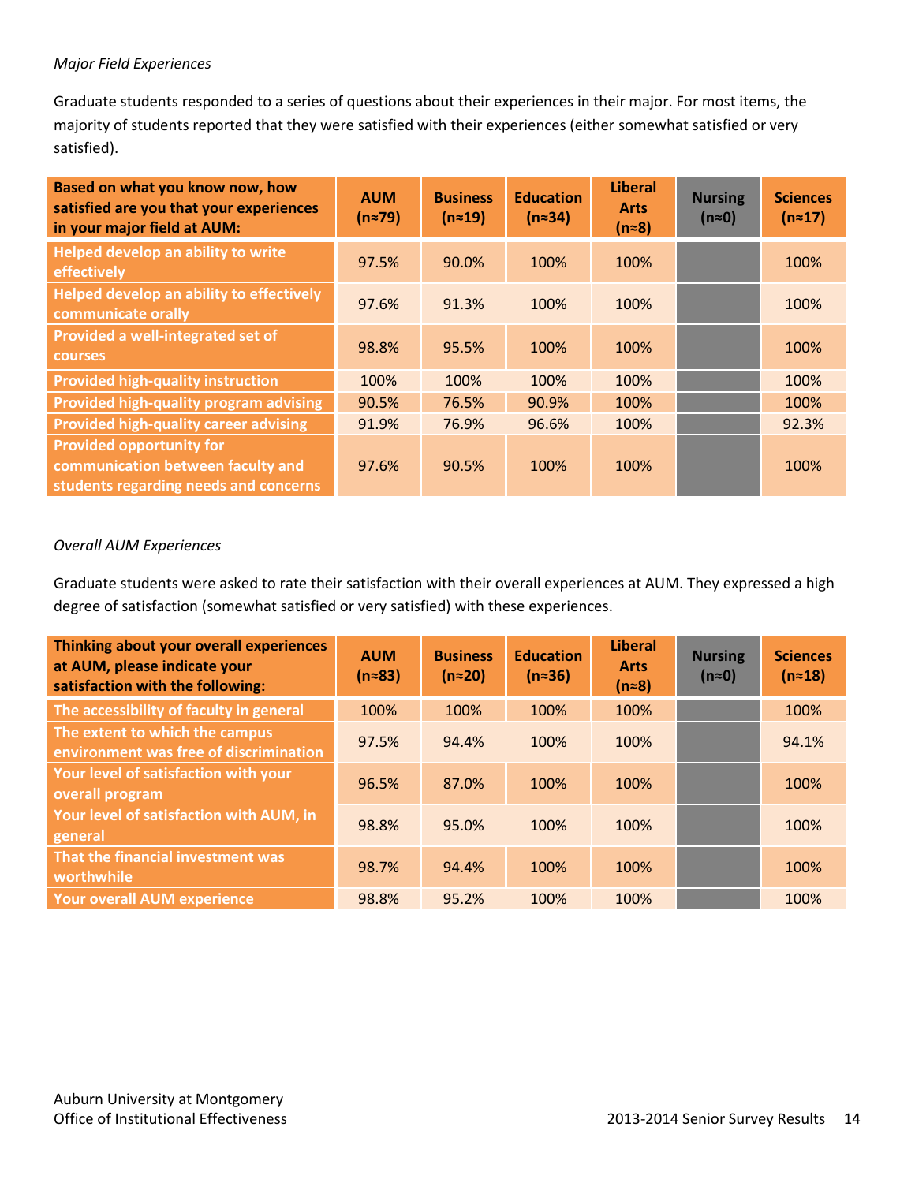*Major Field Experiences*

Graduate students responded to a series of questions about their experiences in their major. For most items, the majority of students reported that they were satisfied with their experiences (either somewhat satisfied or very satisfied).

| Based on what you know now, how satisfied are you that your experiences in your major field at AUM: | AUM (n≈79) | Business (n≈19) | Education (n≈34) | Liberal Arts (n≈8) | Nursing (n≈0) | Sciences (n≈17) |
|---|---|---|---|---|---|---|
| Helped develop an ability to write effectively | 97.5% | 90.0% | 100% | 100% | | 100% |
| Helped develop an ability to effectively communicate orally | 97.6% | 91.3% | 100% | 100% | | 100% |
| Provided a well-integrated set of courses | 98.8% | 95.5% | 100% | 100% | | 100% |
| Provided high-quality instruction | 100% | 100% | 100% | 100% | | 100% |
| Provided high-quality program advising | 90.5% | 76.5% | 90.9% | 100% | | 100% |
| Provided high-quality career advising | 91.9% | 76.9% | 96.6% | 100% | | 92.3% |
| Provided opportunity for communication between faculty and students regarding needs and concerns | 97.6% | 90.5% | 100% | 100% | | 100% |

*Overall AUM Experiences*

Graduate students were asked to rate their satisfaction with their overall experiences at AUM. They expressed a high degree of satisfaction (somewhat satisfied or very satisfied) with these experiences.

| Thinking about your overall experiences at AUM, please indicate your satisfaction with the following: | AUM (n≈83) | Business (n≈20) | Education (n≈36) | Liberal Arts (n≈8) | Nursing (n≈0) | Sciences (n≈18) |
|---|---|---|---|---|---|---|
| The accessibility of faculty in general | 100% | 100% | 100% | 100% | | 100% |
| The extent to which the campus environment was free of discrimination | 97.5% | 94.4% | 100% | 100% | | 94.1% |
| Your level of satisfaction with your overall program | 96.5% | 87.0% | 100% | 100% | | 100% |
| Your level of satisfaction with AUM, in general | 98.8% | 95.0% | 100% | 100% | | 100% |
| That the financial investment was worthwhile | 98.7% | 94.4% | 100% | 100% | | 100% |
| Your overall AUM experience | 98.8% | 95.2% | 100% | 100% | | 100% |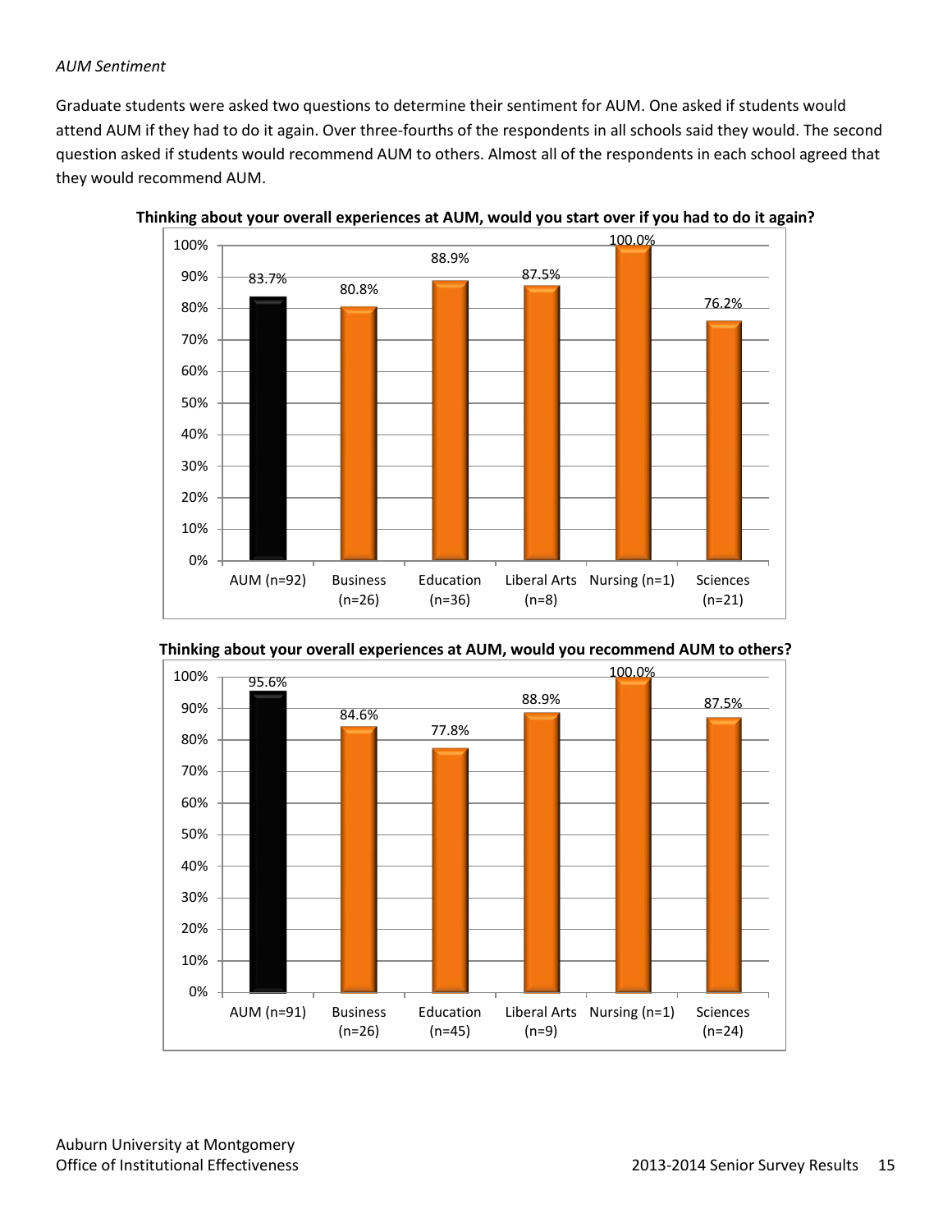*AUM Sentiment*

Graduate students were asked two questions to determine their sentiment for AUM. One asked if students would attend AUM if they had to do it again. Over three-fourths of the respondents in all schools said they would. The second question asked if students would recommend AUM to others. Almost all of the respondents in each school agreed that they would recommend AUM.

**Thinking about your overall experiences at AUM, would you start over if you had to do it again?**

100%
90%
80%
70%
60%
50%
40%
30%
20%
10%
0%

83.7%
80.8%
88.9%
87.5%
100.0%
76.2%

AUM (n=92)
Business (n=26)
Education (n=36)
Liberal Arts (n=8)
Nursing (n=1)
Sciences (n=21)

**Thinking about your overall experiences at AUM, would you recommend AUM to others?**

100%
90%
80%
70%
60%
50%
40%
30%
20%
10%
0%

95.6%
84.6%
77.8%
88.9%
100.0%
87.5%

AUM (n=91)
Business (n=26)
Education (n=45)
Liberal Arts (n=9)
Nursing (n=1)
Sciences (n=24)